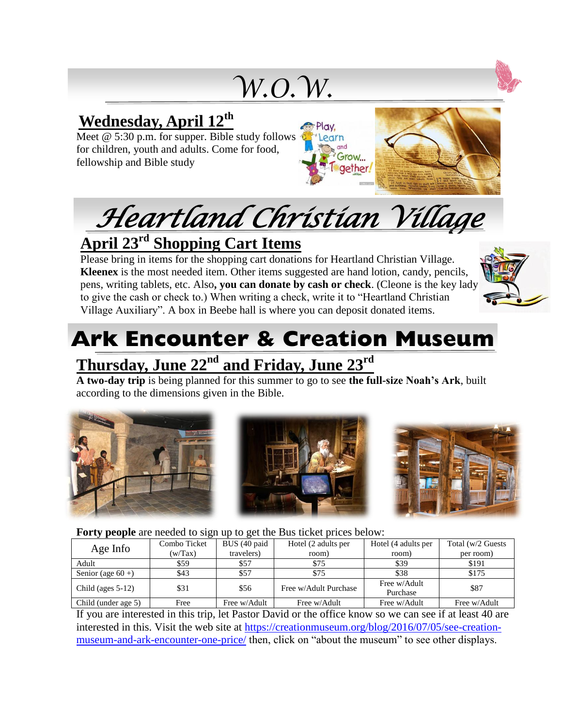# W.O.W.

## Wednesday, April 12th

Meet @ 5:30 p.m. for supper. Bible study follows for children, youth and adults. Come for food, fellowship and Bible study

# Heartland Christian Village

## April 23rd Shopping Cart Items

Please bring in items for the shopping cart donations for Heartland Christian Village. **Kleenex** is the most needed item. Other items suggested are hand lotion, candy, pencils, pens, writing tablets, etc. Also**, you can donate by cash or check**. (Cleone is the key lady to give the cash or check to.) When writing a check, write it to "Heartland Christian Village Auxiliary". A box in Beebe hall is where you can deposit donated items.

# Ark Encounter & Creation Museum

## Thursday, June 22nd and Friday, June 23rd

**A two-day trip** is being planned for this summer to go to see **the full-size Noah's Ark**, built according to the dimensions given in the Bible.

**Forty people** are needed to sign up to get the Bus ticket prices below:

| Age Info | Combo Ticket (w/Tax) | BUS (40 paid travelers) | Hotel (2 adults per room) | Hotel (4 adults per room) | Total (w/2 Guests per room) |
|---|---|---|---|---|---|
| Adult | $59 | $57 | $75 | $39 | $191 |
| Senior (age 60 +) | $43 | $57 | $75 | $38 | $175 |
| Child (ages 5-12) | $31 | $56 | Free w/Adult Purchase | Free w/Adult Purchase | $87 |
| Child (under age 5) | Free | Free w/Adult | Free w/Adult | Free w/Adult | Free w/Adult |

If you are interested in this trip, let Pastor David or the office know so we can see if at least 40 are interested in this. Visit the web site at https://creationmuseum.org/blog/2016/07/05/see-creation-museum-and-ark-encounter-one-price/ then, click on "about the museum" to see other displays.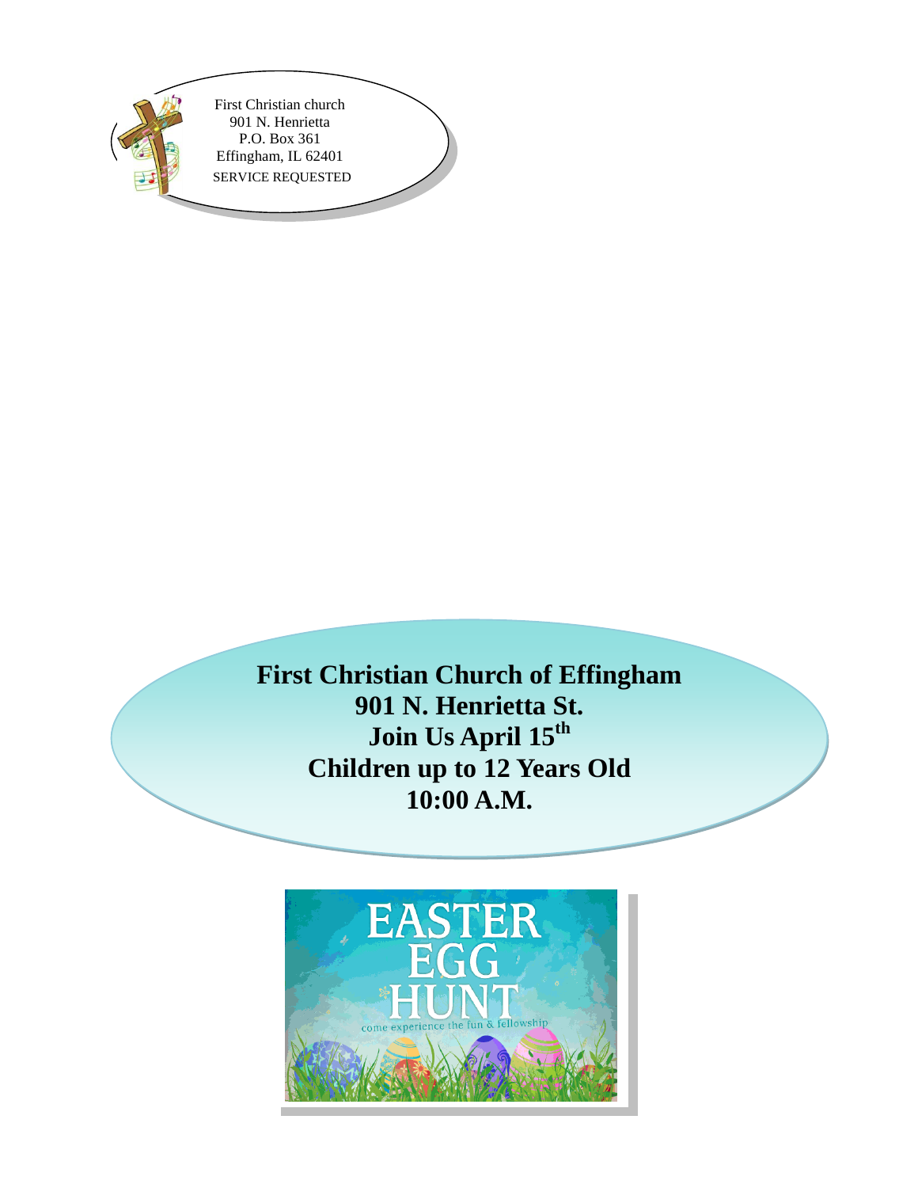First Christian church
901 N. Henrietta
P.O. Box 361
Effingham, IL 62401
SERVICE REQUESTED

**First Christian Church of Effingham**
**901 N. Henrietta St.**
**Join Us April 15th**
**Children up to 12 Years Old**
**10:00 A.M.**

EASTER
EGG
HUNT
come experience the fun & fellowship